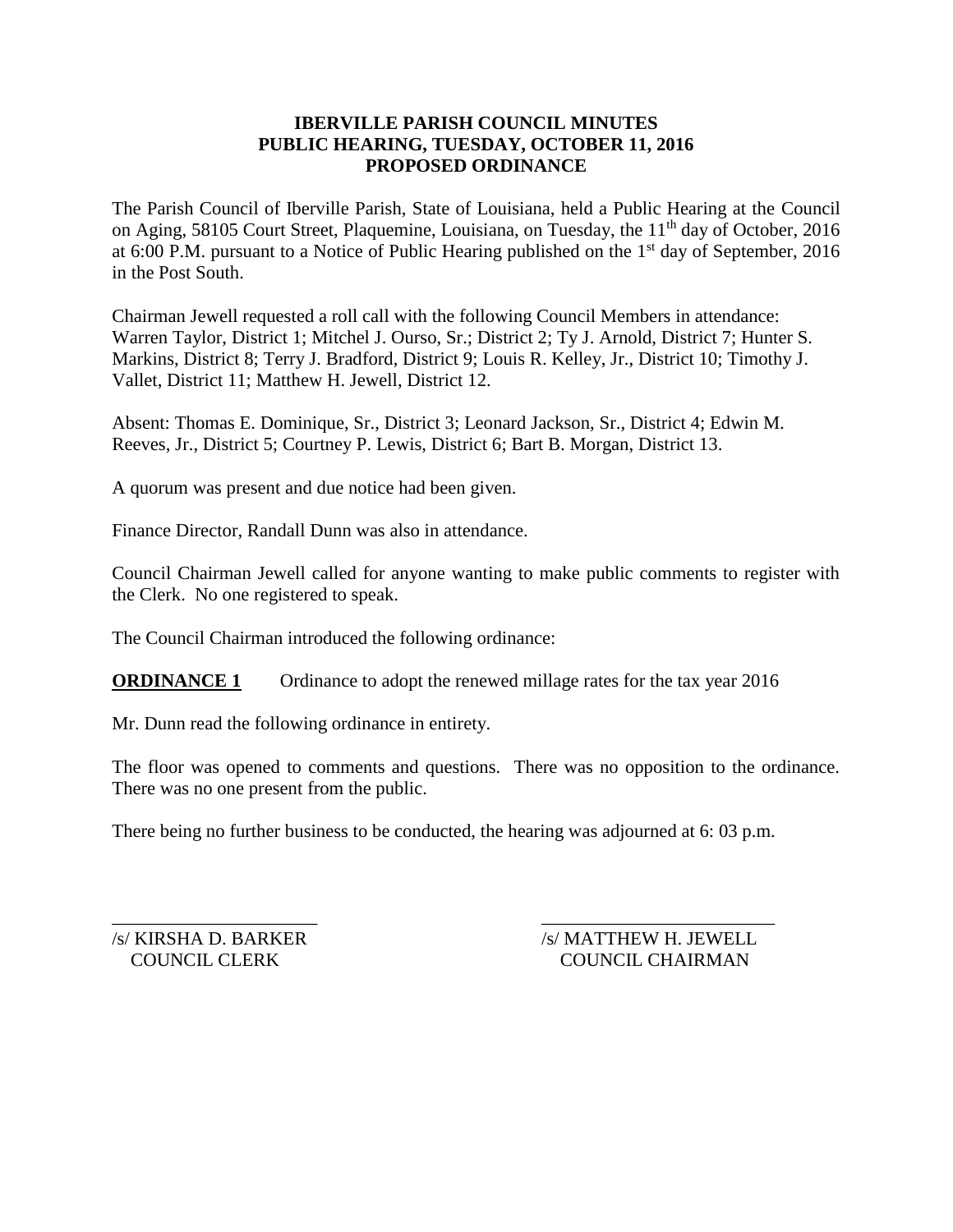# IBERVILLE PARISH COUNCIL MINUTES
## PUBLIC HEARING, TUESDAY, OCTOBER 11, 2016
## PROPOSED ORDINANCE

The Parish Council of Iberville Parish, State of Louisiana, held a Public Hearing at the Council on Aging, 58105 Court Street, Plaquemine, Louisiana, on Tuesday, the 11th day of October, 2016 at 6:00 P.M. pursuant to a Notice of Public Hearing published on the 1st day of September, 2016 in the Post South.

Chairman Jewell requested a roll call with the following Council Members in attendance: Warren Taylor, District 1; Mitchel J. Ourso, Sr.; District 2; Ty J. Arnold, District 7; Hunter S. Markins, District 8; Terry J. Bradford, District 9; Louis R. Kelley, Jr., District 10; Timothy J. Vallet, District 11; Matthew H. Jewell, District 12.

Absent: Thomas E. Dominique, Sr., District 3; Leonard Jackson, Sr., District 4; Edwin M. Reeves, Jr., District 5; Courtney P. Lewis, District 6; Bart B. Morgan, District 13.

A quorum was present and due notice had been given.

Finance Director, Randall Dunn was also in attendance.

Council Chairman Jewell called for anyone wanting to make public comments to register with the Clerk. No one registered to speak.

The Council Chairman introduced the following ordinance:

**ORDINANCE 1** Ordinance to adopt the renewed millage rates for the tax year 2016

Mr. Dunn read the following ordinance in entirety.

The floor was opened to comments and questions. There was no opposition to the ordinance. There was no one present from the public.

There being no further business to be conducted, the hearing was adjourned at 6: 03 p.m.

\_\_\_\_\_\_\_\_\_\_\_\_\_\_\_\_\_\_\_\_\_\_
/s/ KIRSHA D. BARKER
COUNCIL CLERK

\_\_\_\_\_\_\_\_\_\_\_\_\_\_\_\_\_\_\_\_\_\_
/s/ MATTHEW H. JEWELL
COUNCIL CHAIRMAN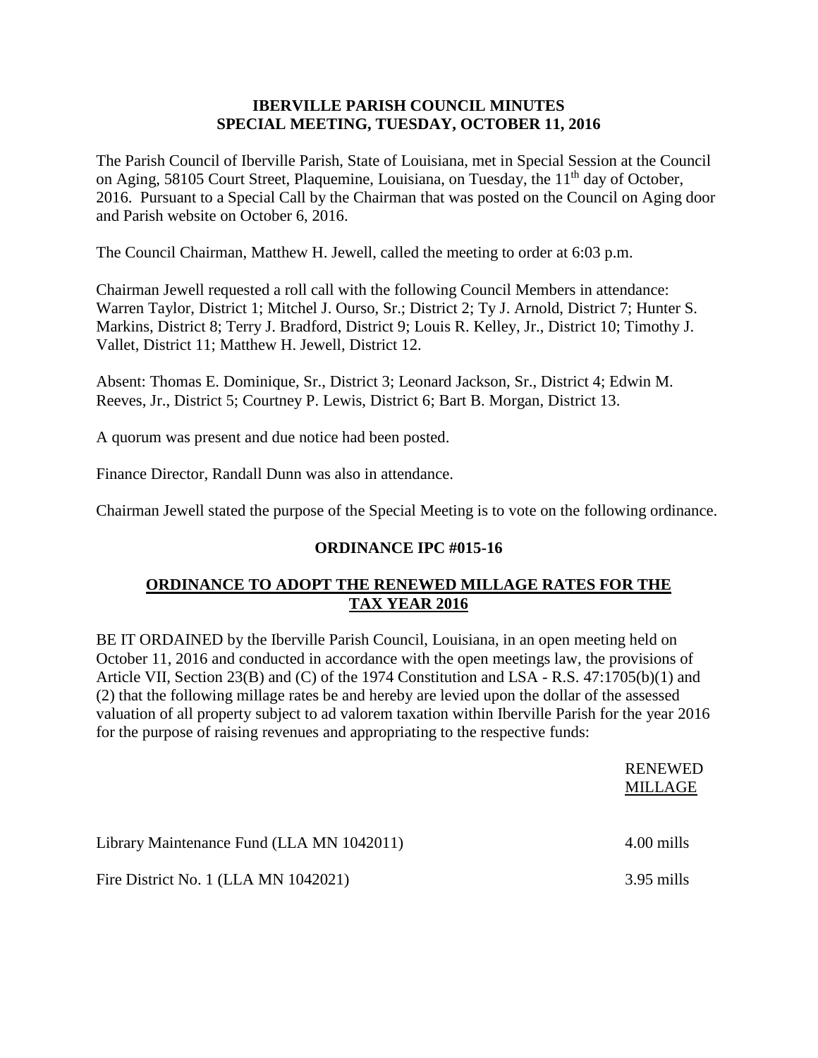# IBERVILLE PARISH COUNCIL MINUTES
# SPECIAL MEETING, TUESDAY, OCTOBER 11, 2016

The Parish Council of Iberville Parish, State of Louisiana, met in Special Session at the Council on Aging, 58105 Court Street, Plaquemine, Louisiana, on Tuesday, the 11th day of October, 2016. Pursuant to a Special Call by the Chairman that was posted on the Council on Aging door and Parish website on October 6, 2016.

The Council Chairman, Matthew H. Jewell, called the meeting to order at 6:03 p.m.

Chairman Jewell requested a roll call with the following Council Members in attendance: Warren Taylor, District 1; Mitchel J. Ourso, Sr.; District 2; Ty J. Arnold, District 7; Hunter S. Markins, District 8; Terry J. Bradford, District 9; Louis R. Kelley, Jr., District 10; Timothy J. Vallet, District 11; Matthew H. Jewell, District 12.

Absent: Thomas E. Dominique, Sr., District 3; Leonard Jackson, Sr., District 4; Edwin M. Reeves, Jr., District 5; Courtney P. Lewis, District 6; Bart B. Morgan, District 13.

A quorum was present and due notice had been posted.

Finance Director, Randall Dunn was also in attendance.

Chairman Jewell stated the purpose of the Special Meeting is to vote on the following ordinance.

## ORDINANCE IPC #015-16

## ORDINANCE TO ADOPT THE RENEWED MILLAGE RATES FOR THE TAX YEAR 2016

BE IT ORDAINED by the Iberville Parish Council, Louisiana, in an open meeting held on October 11, 2016 and conducted in accordance with the open meetings law, the provisions of Article VII, Section 23(B) and (C) of the 1974 Constitution and LSA - R.S. 47:1705(b)(1) and (2) that the following millage rates be and hereby are levied upon the dollar of the assessed valuation of all property subject to ad valorem taxation within Iberville Parish for the year 2016 for the purpose of raising revenues and appropriating to the respective funds:

| | RENEWED MILLAGE |
|---|---|
| Library Maintenance Fund (LLA MN 1042011) | 4.00 mills |
| Fire District No. 1 (LLA MN 1042021) | 3.95 mills |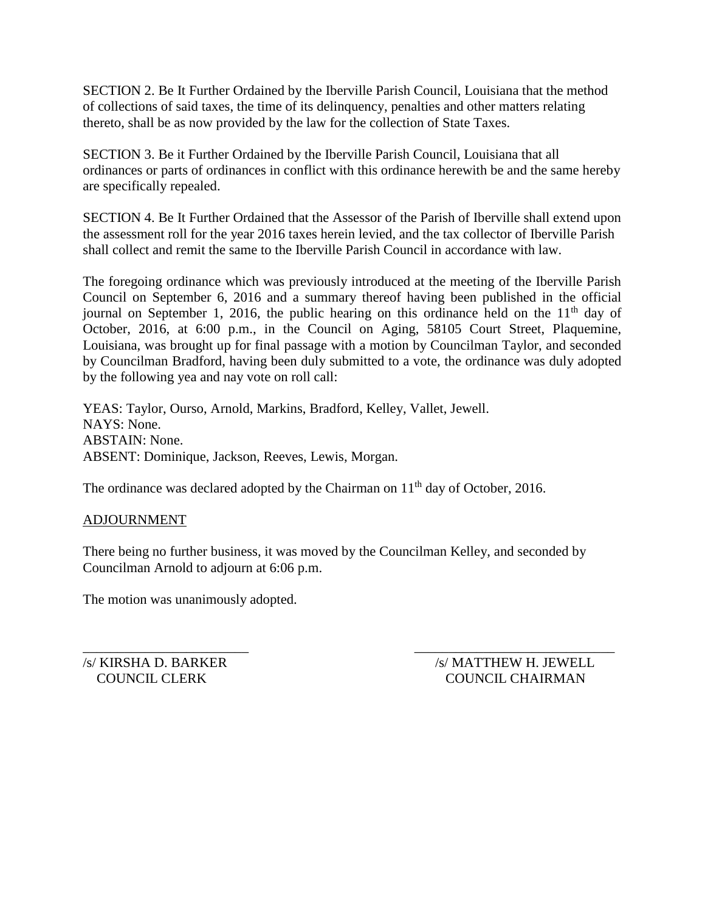SECTION 2. Be It Further Ordained by the Iberville Parish Council, Louisiana that the method of collections of said taxes, the time of its delinquency, penalties and other matters relating thereto, shall be as now provided by the law for the collection of State Taxes.

SECTION 3. Be it Further Ordained by the Iberville Parish Council, Louisiana that all ordinances or parts of ordinances in conflict with this ordinance herewith be and the same hereby are specifically repealed.

SECTION 4. Be It Further Ordained that the Assessor of the Parish of Iberville shall extend upon the assessment roll for the year 2016 taxes herein levied, and the tax collector of Iberville Parish shall collect and remit the same to the Iberville Parish Council in accordance with law.

The foregoing ordinance which was previously introduced at the meeting of the Iberville Parish Council on September 6, 2016 and a summary thereof having been published in the official journal on September 1, 2016, the public hearing on this ordinance held on the 11th day of October, 2016, at 6:00 p.m., in the Council on Aging, 58105 Court Street, Plaquemine, Louisiana, was brought up for final passage with a motion by Councilman Taylor, and seconded by Councilman Bradford, having been duly submitted to a vote, the ordinance was duly adopted by the following yea and nay vote on roll call:

YEAS: Taylor, Ourso, Arnold, Markins, Bradford, Kelley, Vallet, Jewell.
NAYS: None.
ABSTAIN: None.
ABSENT: Dominique, Jackson, Reeves, Lewis, Morgan.

The ordinance was declared adopted by the Chairman on 11th day of October, 2016.

ADJOURNMENT

There being no further business, it was moved by the Councilman Kelley, and seconded by Councilman Arnold to adjourn at 6:06 p.m.

The motion was unanimously adopted.

\_\_\_\_\_\_\_\_\_\_\_\_\_\_\_\_\_\_\_\_\_\_\_\_\_
/s/ KIRSHA D. BARKER
COUNCIL CLERK

\_\_\_\_\_\_\_\_\_\_\_\_\_\_\_\_\_\_\_\_\_\_\_\_\_\_\_\_
/s/ MATTHEW H. JEWELL
COUNCIL CHAIRMAN